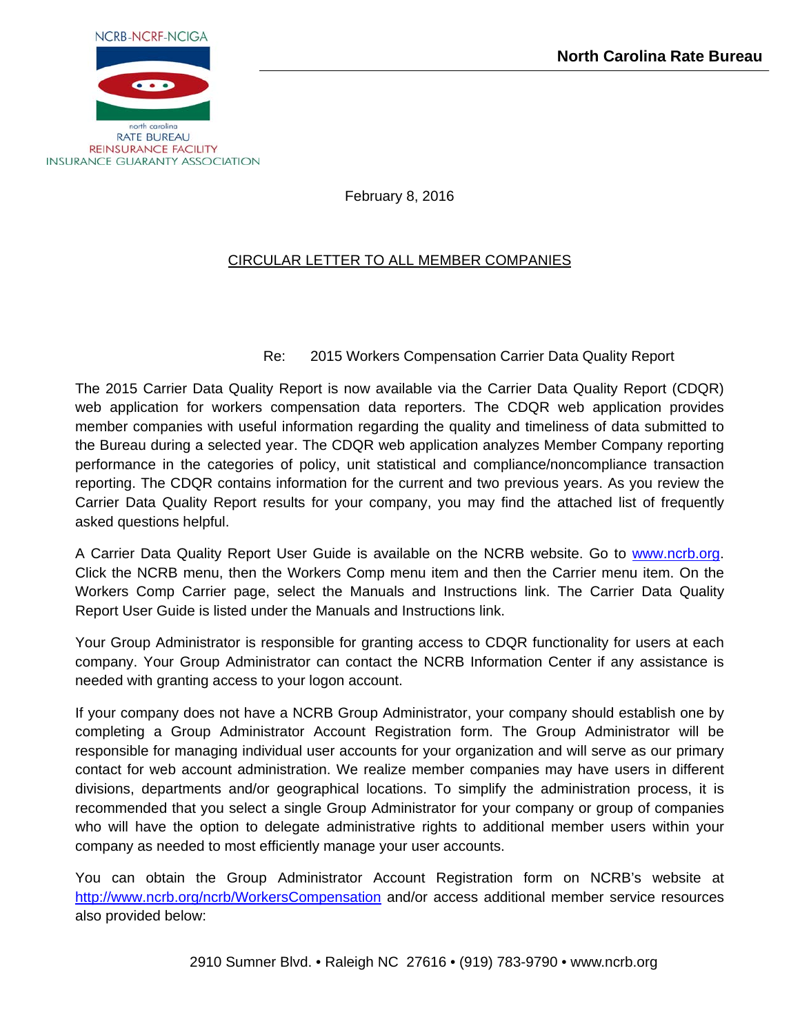NCRB-NCRF-NCIGA

north carolina
RATE BUREAU
REINSURANCE FACILITY
INSURANCE GUARANTY ASSOCIATION

**North Carolina Rate Bureau**

February 8, 2016

CIRCULAR LETTER TO ALL MEMBER COMPANIES

Re: 2015 Workers Compensation Carrier Data Quality Report

The 2015 Carrier Data Quality Report is now available via the Carrier Data Quality Report (CDQR) web application for workers compensation data reporters. The CDQR web application provides member companies with useful information regarding the quality and timeliness of data submitted to the Bureau during a selected year. The CDQR web application analyzes Member Company reporting performance in the categories of policy, unit statistical and compliance/noncompliance transaction reporting. The CDQR contains information for the current and two previous years. As you review the Carrier Data Quality Report results for your company, you may find the attached list of frequently asked questions helpful.

A Carrier Data Quality Report User Guide is available on the NCRB website. Go to [www.ncrb.org](www.ncrb.org). Click the NCRB menu, then the Workers Comp menu item and then the Carrier menu item. On the Workers Comp Carrier page, select the Manuals and Instructions link. The Carrier Data Quality Report User Guide is listed under the Manuals and Instructions link.

Your Group Administrator is responsible for granting access to CDQR functionality for users at each company. Your Group Administrator can contact the NCRB Information Center if any assistance is needed with granting access to your logon account.

If your company does not have a NCRB Group Administrator, your company should establish one by completing a Group Administrator Account Registration form. The Group Administrator will be responsible for managing individual user accounts for your organization and will serve as our primary contact for web account administration. We realize member companies may have users in different divisions, departments and/or geographical locations. To simplify the administration process, it is recommended that you select a single Group Administrator for your company or group of companies who will have the option to delegate administrative rights to additional member users within your company as needed to most efficiently manage your user accounts.

You can obtain the Group Administrator Account Registration form on NCRB's website at [http://www.ncrb.org/ncrb/WorkersCompensation](http://www.ncrb.org/ncrb/WorkersCompensation) and/or access additional member service resources also provided below:

2910 Sumner Blvd. • Raleigh NC 27616 • (919) 783-9790 • www.ncrb.org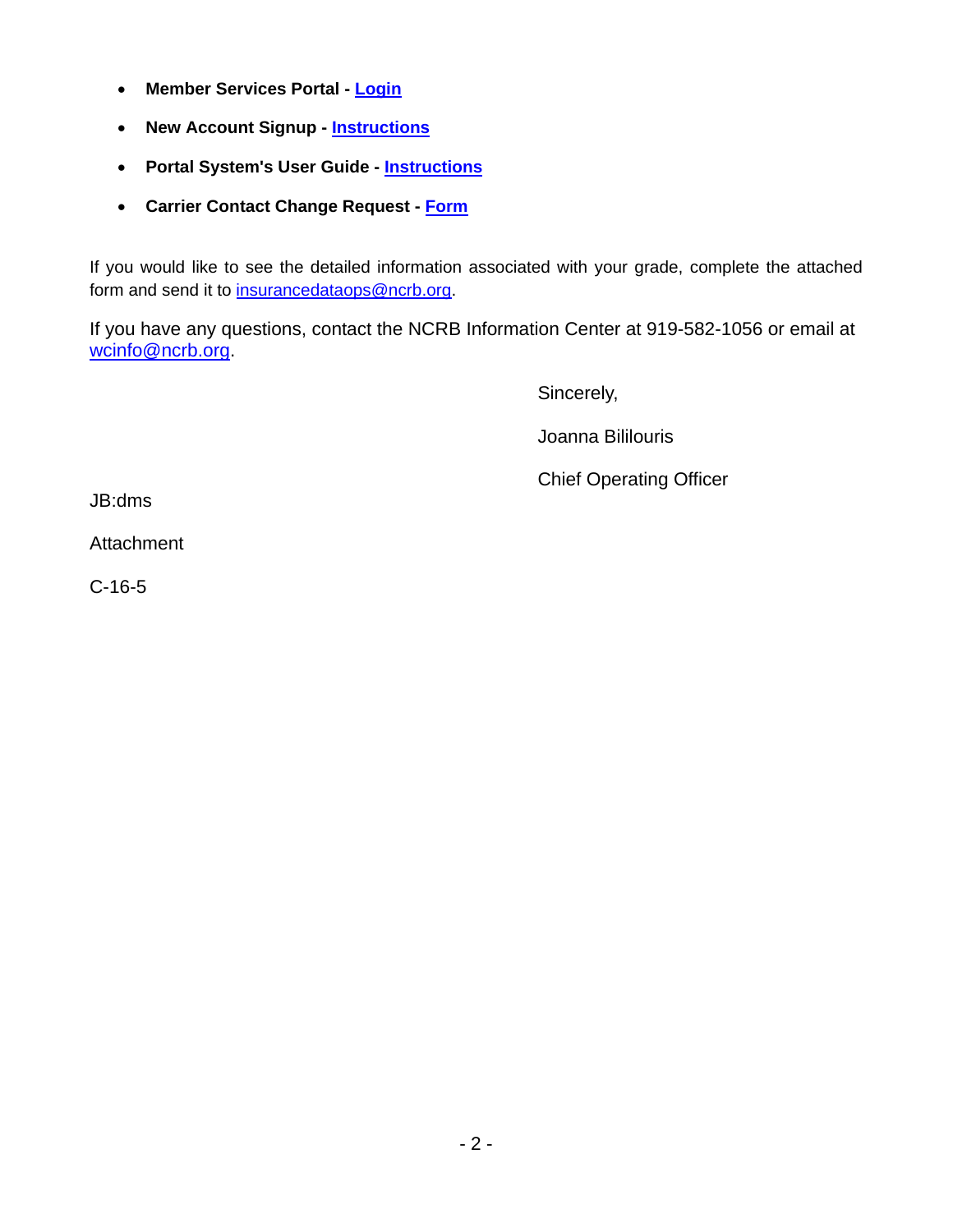- **Member Services Portal - Login**
- **New Account Signup - Instructions**
- **Portal System's User Guide - Instructions**
- **Carrier Contact Change Request - Form**

If you would like to see the detailed information associated with your grade, complete the attached form and send it to insurancedataops@ncrb.org.

If you have any questions, contact the NCRB Information Center at 919-582-1056 or email at wcinfo@ncrb.org.

Sincerely,

Joanna Bililouris

Chief Operating Officer

JB:dms

Attachment

C-16-5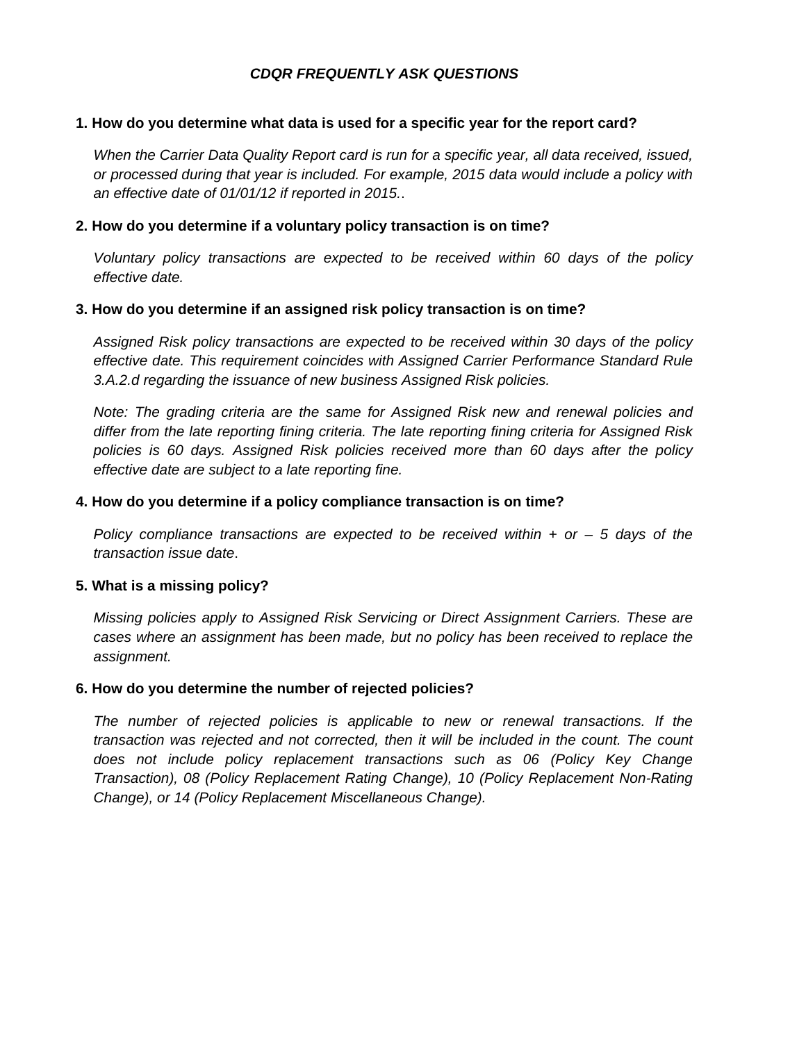# *CDQR FREQUENTLY ASK QUESTIONS*

**1. How do you determine what data is used for a specific year for the report card?**

*When the Carrier Data Quality Report card is run for a specific year, all data received, issued, or processed during that year is included. For example, 2015 data would include a policy with an effective date of 01/01/12 if reported in 2015.*.

**2. How do you determine if a voluntary policy transaction is on time?**

*Voluntary policy transactions are expected to be received within 60 days of the policy effective date.*

**3. How do you determine if an assigned risk policy transaction is on time?**

*Assigned Risk policy transactions are expected to be received within 30 days of the policy effective date. This requirement coincides with Assigned Carrier Performance Standard Rule 3.A.2.d regarding the issuance of new business Assigned Risk policies.*

*Note: The grading criteria are the same for Assigned Risk new and renewal policies and differ from the late reporting fining criteria. The late reporting fining criteria for Assigned Risk policies is 60 days. Assigned Risk policies received more than 60 days after the policy effective date are subject to a late reporting fine.*

**4. How do you determine if a policy compliance transaction is on time?**

*Policy compliance transactions are expected to be received within + or – 5 days of the transaction issue date*.

**5. What is a missing policy?**

*Missing policies apply to Assigned Risk Servicing or Direct Assignment Carriers. These are cases where an assignment has been made, but no policy has been received to replace the assignment.*

**6. How do you determine the number of rejected policies?**

*The number of rejected policies is applicable to new or renewal transactions. If the transaction was rejected and not corrected, then it will be included in the count. The count does not include policy replacement transactions such as 06 (Policy Key Change Transaction), 08 (Policy Replacement Rating Change), 10 (Policy Replacement Non-Rating Change), or 14 (Policy Replacement Miscellaneous Change).*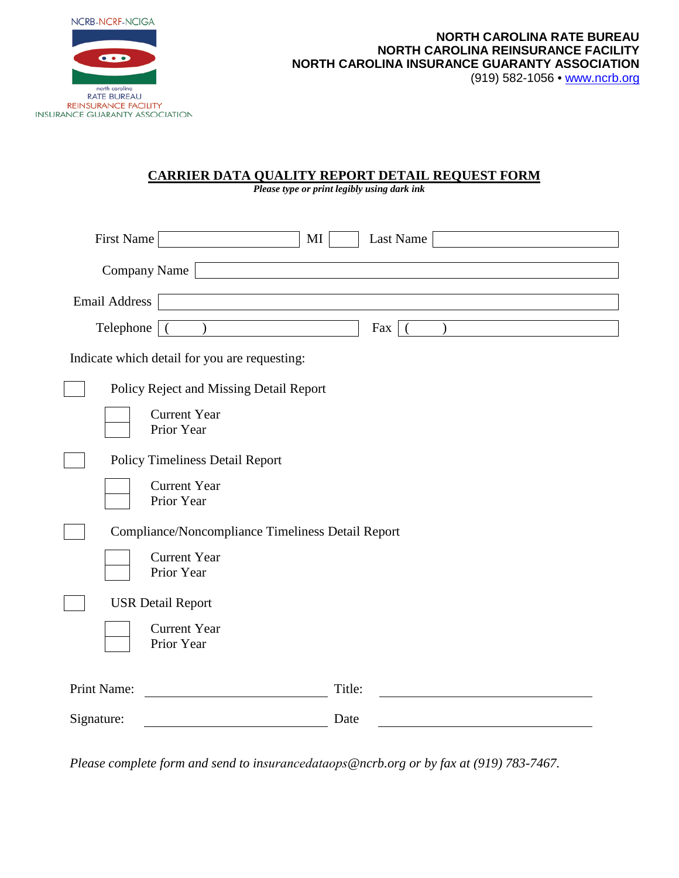NCRB-NCRF-NCIGA

north carolina
RATE BUREAU
REINSURANCE FACILITY
INSURANCE GUARANTY ASSOCIATION

**NORTH CAROLINA RATE BUREAU**
**NORTH CAROLINA REINSURANCE FACILITY**
**NORTH CAROLINA INSURANCE GUARANTY ASSOCIATION**
(919) 582-1056 • www.ncrb.org

# CARRIER DATA QUALITY REPORT DETAIL REQUEST FORM

***Please type or print legibly using dark ink***

First Name ______________ MI ____ Last Name ______________

Company Name ______________________________

Email Address ______________________________

Telephone (     ) ______________ Fax (     ) ______________

Indicate which detail for you are requesting:

☐ Policy Reject and Missing Detail Report

- ☐ Current Year
- ☐ Prior Year

☐ Policy Timeliness Detail Report

- ☐ Current Year
- ☐ Prior Year

☐ Compliance/Noncompliance Timeliness Detail Report

- ☐ Current Year
- ☐ Prior Year

☐ USR Detail Report

- ☐ Current Year
- ☐ Prior Year

Print Name: ______________________ Title: ______________________

Signature: ______________________ Date ______________________

*Please complete form and send to insurancedataops@ncrb.org or by fax at (919) 783-7467.*